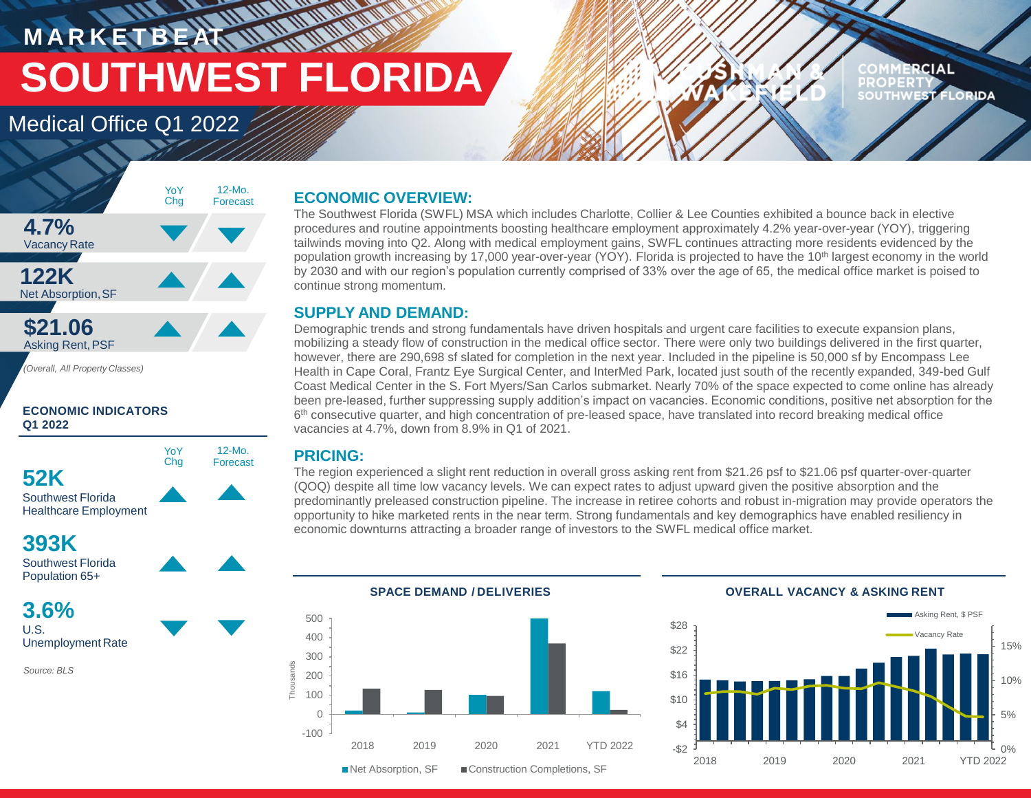# MARKETBEAT

# SOUTHWEST FLORIDA

## Medical Office Q1 2022

| | YoY Chg | 12-Mo. Forecast |
|---|---|---|
| **4.7%** Vacancy Rate | ▼ | ▼ |
| **122K** Net Absorption, SF | ▲ | ▲ |
| **$21.06** Asking Rent, PSF | ▲ | ▲ |

*(Overall, All Property Classes)*

### ECONOMIC INDICATORS Q1 2022

| | YoY Chg | 12-Mo. Forecast |
|---|---|---|
| **52K** Southwest Florida Healthcare Employment | ▲ | ▲ |
| **393K** Southwest Florida Population 65+ | ▲ | ▲ |
| **3.6%** U.S. Unemployment Rate | ▼ | ▼ |

*Source: BLS*

## ECONOMIC OVERVIEW:

The Southwest Florida (SWFL) MSA which includes Charlotte, Collier & Lee Counties exhibited a bounce back in elective procedures and routine appointments boosting healthcare employment approximately 4.2% year-over-year (YOY), triggering tailwinds moving into Q2. Along with medical employment gains, SWFL continues attracting more residents evidenced by the population growth increasing by 17,000 year-over-year (YOY). Florida is projected to have the 10th largest economy in the world by 2030 and with our region's population currently comprised of 33% over the age of 65, the medical office market is poised to continue strong momentum.

## SUPPLY AND DEMAND:

Demographic trends and strong fundamentals have driven hospitals and urgent care facilities to execute expansion plans, mobilizing a steady flow of construction in the medical office sector. There were only two buildings delivered in the first quarter, however, there are 290,698 sf slated for completion in the next year. Included in the pipeline is 50,000 sf by Encompass Lee Health in Cape Coral, Frantz Eye Surgical Center, and InterMed Park, located just south of the recently expanded, 349-bed Gulf Coast Medical Center in the S. Fort Myers/San Carlos submarket. Nearly 70% of the space expected to come online has already been pre-leased, further suppressing supply addition's impact on vacancies. Economic conditions, positive net absorption for the 6th consecutive quarter, and high concentration of pre-leased space, have translated into record breaking medical office vacancies at 4.7%, down from 8.9% in Q1 of 2021.

## PRICING:

The region experienced a slight rent reduction in overall gross asking rent from $21.26 psf to $21.06 psf quarter-over-quarter (QOQ) despite all time low vacancy levels. We can expect rates to adjust upward given the positive absorption and the predominantly preleased construction pipeline. The increase in retiree cohorts and robust in-migration may provide operators the opportunity to hike marketed rents in the near term. Strong fundamentals and key demographics have enabled resiliency in economic downturns attracting a broader range of investors to the SWFL medical office market.

**SPACE DEMAND / DELIVERIES**

**OVERALL VACANCY & ASKING RENT**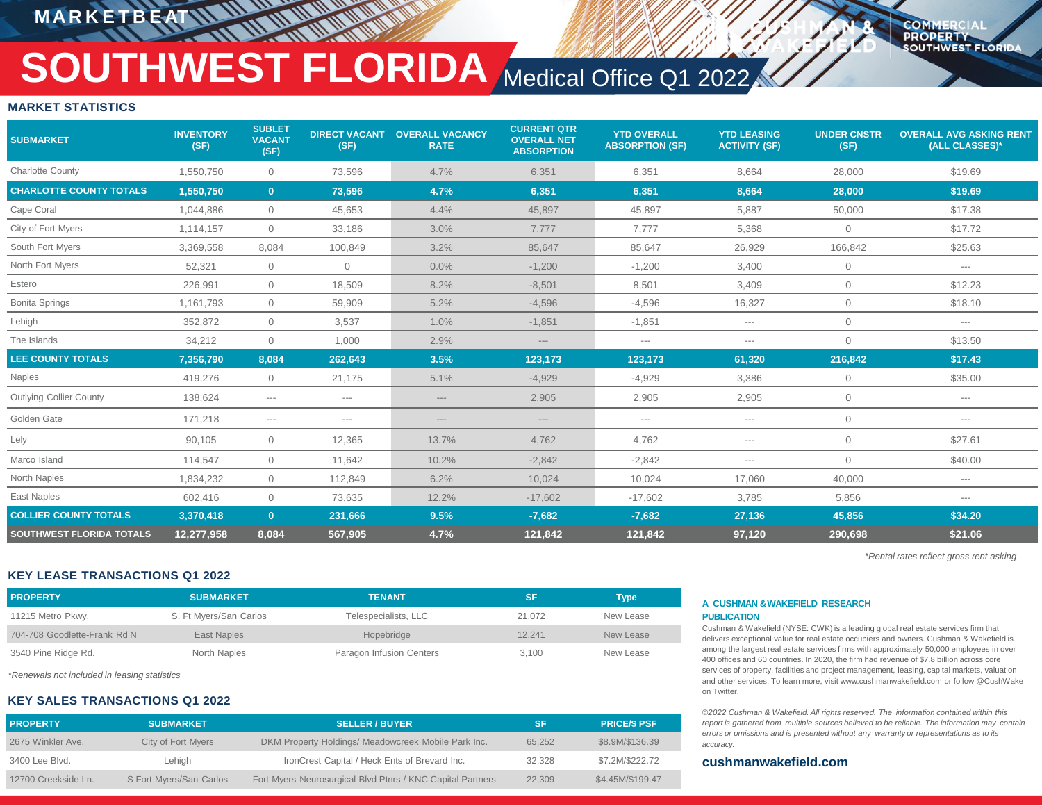# MARKETBEAT

# SOUTHWEST FLORIDA

## Medical Office Q1 2022

### MARKET STATISTICS

| SUBMARKET | INVENTORY (SF) | SUBLET VACANT (SF) | DIRECT VACANT (SF) | OVERALL VACANCY RATE | CURRENT QTR OVERALL NET ABSORPTION | YTD OVERALL ABSORPTION (SF) | YTD LEASING ACTIVITY (SF) | UNDER CNSTR (SF) | OVERALL AVG ASKING RENT (ALL CLASSES)* |
|---|---|---|---|---|---|---|---|---|---|
| Charlotte County | 1,550,750 | 0 | 73,596 | 4.7% | 6,351 | 6,351 | 8,664 | 28,000 | $19.69 |
| **CHARLOTTE COUNTY TOTALS** | **1,550,750** | **0** | **73,596** | **4.7%** | **6,351** | **6,351** | **8,664** | **28,000** | **$19.69** |
| Cape Coral | 1,044,886 | 0 | 45,653 | 4.4% | 45,897 | 45,897 | 5,887 | 50,000 | $17.38 |
| City of Fort Myers | 1,114,157 | 0 | 33,186 | 3.0% | 7,777 | 7,777 | 5,368 | 0 | $17.72 |
| South Fort Myers | 3,369,558 | 8,084 | 100,849 | 3.2% | 85,647 | 85,647 | 26,929 | 166,842 | $25.63 |
| North Fort Myers | 52,321 | 0 | 0 | 0.0% | -1,200 | -1,200 | 3,400 | 0 | --- |
| Estero | 226,991 | 0 | 18,509 | 8.2% | -8,501 | 8,501 | 3,409 | 0 | $12.23 |
| Bonita Springs | 1,161,793 | 0 | 59,909 | 5.2% | -4,596 | -4,596 | 16,327 | 0 | $18.10 |
| Lehigh | 352,872 | 0 | 3,537 | 1.0% | -1,851 | -1,851 | --- | 0 | --- |
| The Islands | 34,212 | 0 | 1,000 | 2.9% | --- | --- | --- | 0 | $13.50 |
| **LEE COUNTY TOTALS** | **7,356,790** | **8,084** | **262,643** | **3.5%** | **123,173** | **123,173** | **61,320** | **216,842** | **$17.43** |
| Naples | 419,276 | 0 | 21,175 | 5.1% | -4,929 | -4,929 | 3,386 | 0 | $35.00 |
| Outlying Collier County | 138,624 | --- | --- | --- | 2,905 | 2,905 | 2,905 | 0 | --- |
| Golden Gate | 171,218 | --- | --- | --- | --- | --- | --- | 0 | --- |
| Lely | 90,105 | 0 | 12,365 | 13.7% | 4,762 | 4,762 | --- | 0 | $27.61 |
| Marco Island | 114,547 | 0 | 11,642 | 10.2% | -2,842 | -2,842 | --- | 0 | $40.00 |
| North Naples | 1,834,232 | 0 | 112,849 | 6.2% | 10,024 | 10,024 | 17,060 | 40,000 | --- |
| East Naples | 602,416 | 0 | 73,635 | 12.2% | -17,602 | -17,602 | 3,785 | 5,856 | --- |
| **COLLIER COUNTY TOTALS** | **3,370,418** | **0** | **231,666** | **9.5%** | **-7,682** | **-7,682** | **27,136** | **45,856** | **$34.20** |
| **SOUTHWEST FLORIDA TOTALS** | **12,277,958** | **8,084** | **567,905** | **4.7%** | **121,842** | **121,842** | **97,120** | **290,698** | **$21.06** |

*Rental rates reflect gross rent asking

### KEY LEASE TRANSACTIONS Q1 2022

| PROPERTY | SUBMARKET | TENANT | SF | Type |
|---|---|---|---|---|
| 11215 Metro Pkwy. | S. Ft Myers/San Carlos | Telespecialists, LLC | 21,072 | New Lease |
| 704-708 Goodlette-Frank Rd N | East Naples | Hopebridge | 12,241 | New Lease |
| 3540 Pine Ridge Rd. | North Naples | Paragon Infusion Centers | 3,100 | New Lease |

*Renewals not included in leasing statistics

### KEY SALES TRANSACTIONS Q1 2022

| PROPERTY | SUBMARKET | SELLER / BUYER | SF | PRICE/$ PSF |
|---|---|---|---|---|
| 2675 Winkler Ave. | City of Fort Myers | DKM Property Holdings/ Meadowcreek Mobile Park Inc. | 65,252 | $8.9M/$136.39 |
| 3400 Lee Blvd. | Lehigh | IronCrest Capital / Heck Ents of Brevard Inc. | 32,328 | $7.2M/$222.72 |
| 12700 Creekside Ln. | S Fort Myers/San Carlos | Fort Myers Neurosurgical Blvd Ptnrs / KNC Capital Partners | 22,309 | $4.45M/$199.47 |

#### A CUSHMAN & WAKEFIELD RESEARCH PUBLICATION

Cushman & Wakefield (NYSE: CWK) is a leading global real estate services firm that delivers exceptional value for real estate occupiers and owners. Cushman & Wakefield is among the largest real estate services firms with approximately 50,000 employees in over 400 offices and 60 countries. In 2020, the firm had revenue of $7.8 billion across core services of property, facilities and project management, leasing, capital markets, valuation and other services. To learn more, visit www.cushmanwakefield.com or follow @CushWake on Twitter.

*©2022 Cushman & Wakefield. All rights reserved. The information contained within this report is gathered from multiple sources believed to be reliable. The information may contain errors or omissions and is presented without any warranty or representations as to its accuracy.*

**cushmanwakefield.com**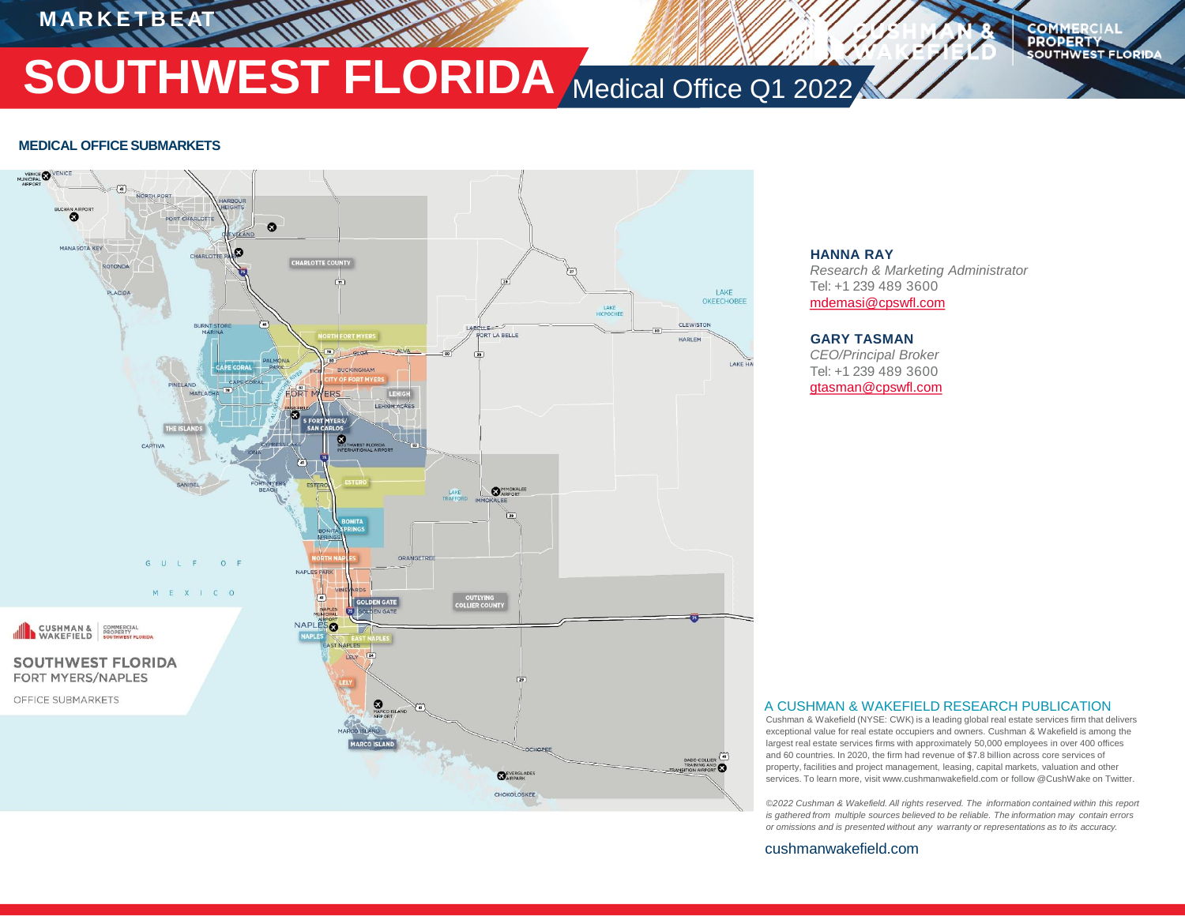MARKETBEAT

# SOUTHWEST FLORIDA

## Medical Office Q1 2022

### MEDICAL OFFICE SUBMARKETS

CHARLOTTE COUNTY
NORTH FORT MYERS
CAPE CORAL
CITY OF FORT MYERS
LEHIGH
THE ISLANDS
S FORT MYERS/ SAN CARLOS
ESTERO
BONITA SPRINGS
NORTH NAPLES
GOLDEN GATE
OUTLYING COLLIER COUNTY
NAPLES
EAST NAPLES
LELY
MARCO ISLAND

GULF OF MEXICO

CUSHMAN & WAKEFIELD | COMMERCIAL PROPERTY SOUTHWEST FLORIDA

SOUTHWEST FLORIDA
FORT MYERS/NAPLES
OFFICE SUBMARKETS

**HANNA RAY**
*Research & Marketing Administrator*
Tel: +1 239 489 3600
mdemasi@cpswfl.com

**GARY TASMAN**
*CEO/Principal Broker*
Tel: +1 239 489 3600
gtasman@cpswfl.com

A CUSHMAN & WAKEFIELD RESEARCH PUBLICATION

Cushman & Wakefield (NYSE: CWK) is a leading global real estate services firm that delivers exceptional value for real estate occupiers and owners. Cushman & Wakefield is among the largest real estate services firms with approximately 50,000 employees in over 400 offices and 60 countries. In 2020, the firm had revenue of $7.8 billion across core services of property, facilities and project management, leasing, capital markets, valuation and other services. To learn more, visit www.cushmanwakefield.com or follow @CushWake on Twitter.

*©2022 Cushman & Wakefield. All rights reserved. The information contained within this report is gathered from multiple sources believed to be reliable. The information may contain errors or omissions and is presented without any warranty or representations as to its accuracy.*

cushmanwakefield.com